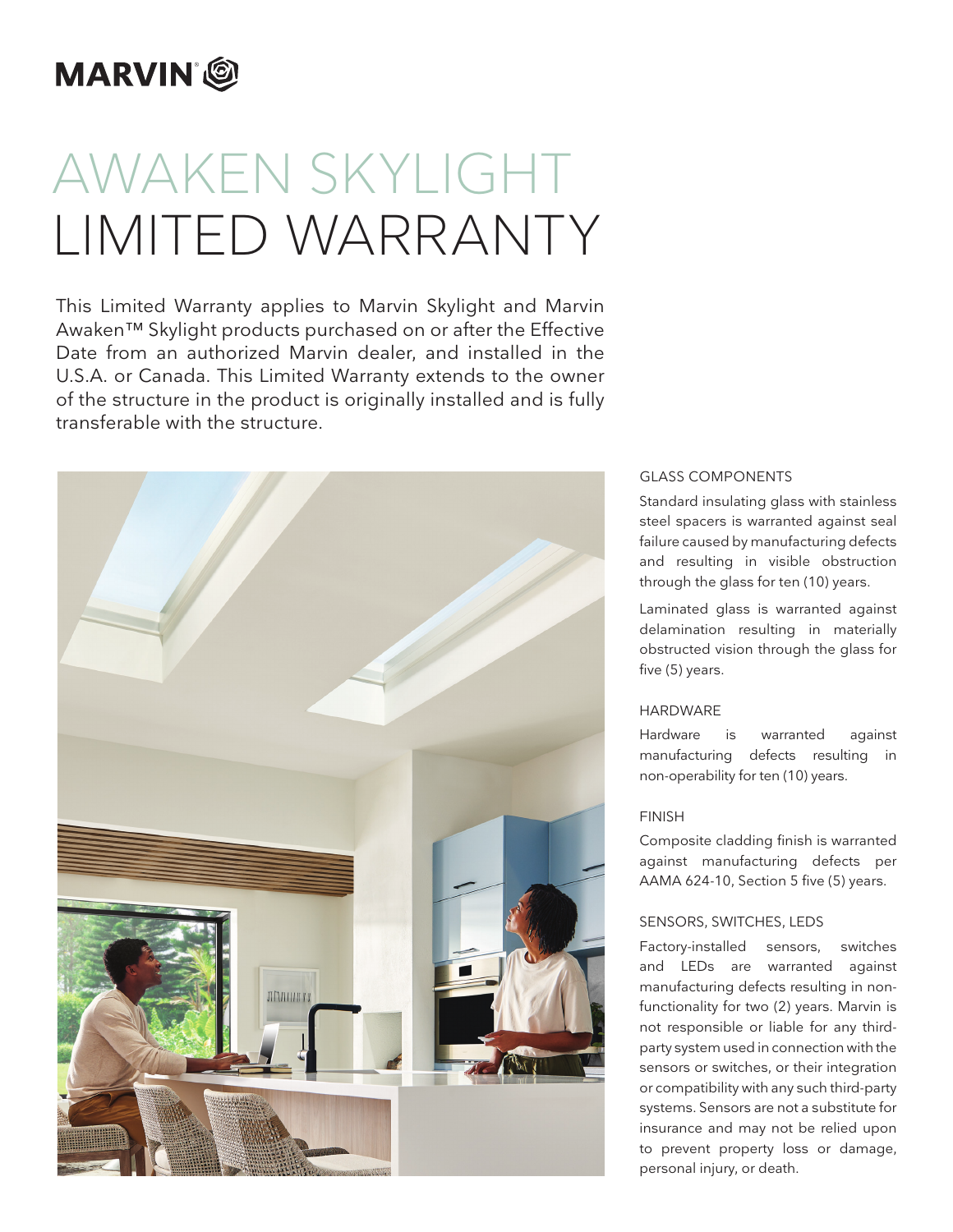MARVIN

# AWAKEN SKYLIGHT LIMITED WARRANTY

This Limited Warranty applies to Marvin Skylight and Marvin Awaken™ Skylight products purchased on or after the Effective Date from an authorized Marvin dealer, and installed in the U.S.A. or Canada. This Limited Warranty extends to the owner of the structure in the product is originally installed and is fully transferable with the structure.

## GLASS COMPONENTS

Standard insulating glass with stainless steel spacers is warranted against seal failure caused by manufacturing defects and resulting in visible obstruction through the glass for ten (10) years.

Laminated glass is warranted against delamination resulting in materially obstructed vision through the glass for five (5) years.

## HARDWARE

Hardware is warranted against manufacturing defects resulting in non-operability for ten (10) years.

## FINISH

Composite cladding finish is warranted against manufacturing defects per AAMA 624-10, Section 5 five (5) years.

## SENSORS, SWITCHES, LEDS

Factory-installed sensors, switches and LEDs are warranted against manufacturing defects resulting in non-functionality for two (2) years. Marvin is not responsible or liable for any third-party system used in connection with the sensors or switches, or their integration or compatibility with any such third-party systems. Sensors are not a substitute for insurance and may not be relied upon to prevent property loss or damage, personal injury, or death.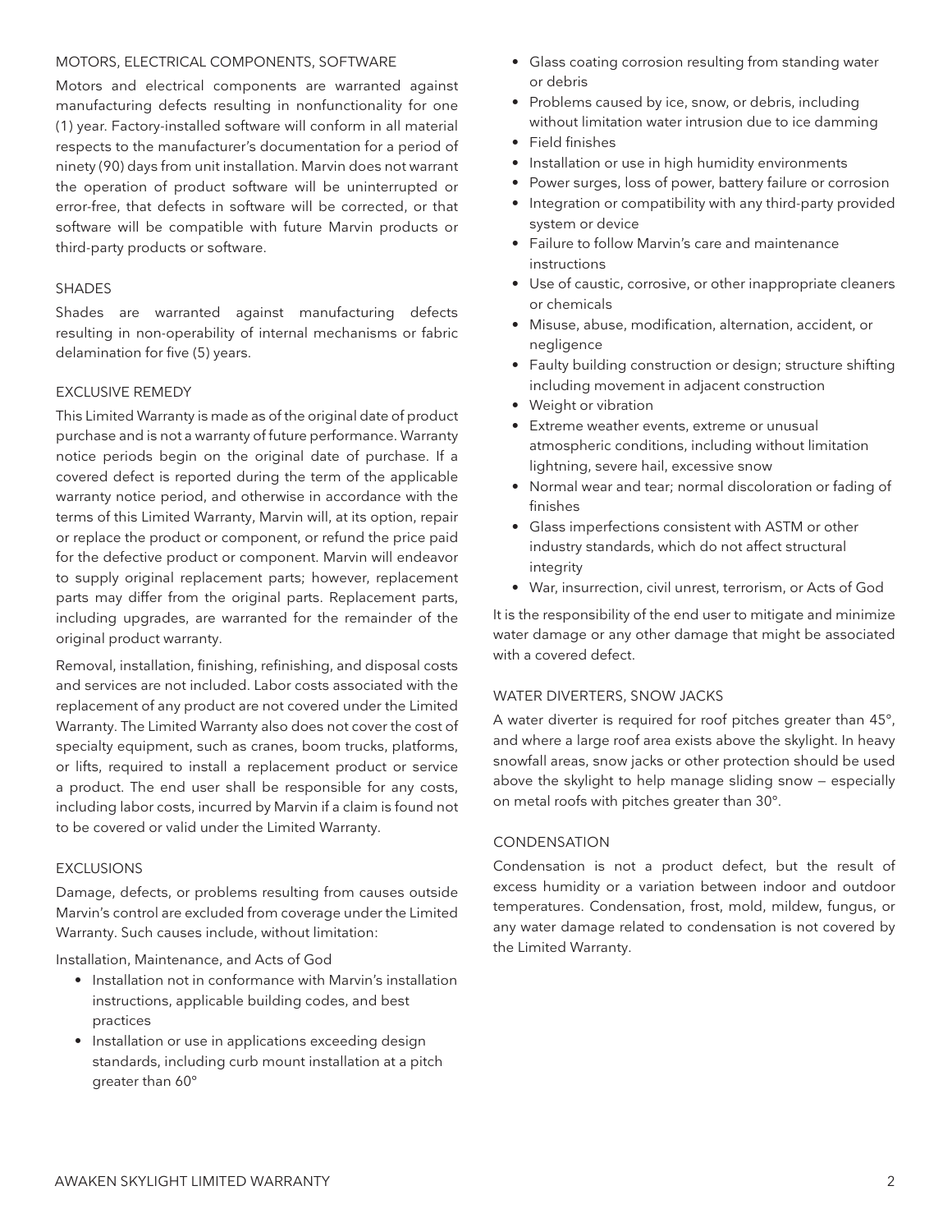## MOTORS, ELECTRICAL COMPONENTS, SOFTWARE

Motors and electrical components are warranted against manufacturing defects resulting in nonfunctionality for one (1) year. Factory-installed software will conform in all material respects to the manufacturer's documentation for a period of ninety (90) days from unit installation. Marvin does not warrant the operation of product software will be uninterrupted or error-free, that defects in software will be corrected, or that software will be compatible with future Marvin products or third-party products or software.

## SHADES

Shades are warranted against manufacturing defects resulting in non-operability of internal mechanisms or fabric delamination for five (5) years.

## EXCLUSIVE REMEDY

This Limited Warranty is made as of the original date of product purchase and is not a warranty of future performance. Warranty notice periods begin on the original date of purchase. If a covered defect is reported during the term of the applicable warranty notice period, and otherwise in accordance with the terms of this Limited Warranty, Marvin will, at its option, repair or replace the product or component, or refund the price paid for the defective product or component. Marvin will endeavor to supply original replacement parts; however, replacement parts may differ from the original parts. Replacement parts, including upgrades, are warranted for the remainder of the original product warranty.

Removal, installation, finishing, refinishing, and disposal costs and services are not included. Labor costs associated with the replacement of any product are not covered under the Limited Warranty. The Limited Warranty also does not cover the cost of specialty equipment, such as cranes, boom trucks, platforms, or lifts, required to install a replacement product or service a product. The end user shall be responsible for any costs, including labor costs, incurred by Marvin if a claim is found not to be covered or valid under the Limited Warranty.

## EXCLUSIONS

Damage, defects, or problems resulting from causes outside Marvin's control are excluded from coverage under the Limited Warranty. Such causes include, without limitation:

Installation, Maintenance, and Acts of God

- Installation not in conformance with Marvin's installation instructions, applicable building codes, and best practices
- Installation or use in applications exceeding design standards, including curb mount installation at a pitch greater than 60°
- Glass coating corrosion resulting from standing water or debris
- Problems caused by ice, snow, or debris, including without limitation water intrusion due to ice damming
- Field finishes
- Installation or use in high humidity environments
- Power surges, loss of power, battery failure or corrosion
- Integration or compatibility with any third-party provided system or device
- Failure to follow Marvin's care and maintenance instructions
- Use of caustic, corrosive, or other inappropriate cleaners or chemicals
- Misuse, abuse, modification, alternation, accident, or negligence
- Faulty building construction or design; structure shifting including movement in adjacent construction
- Weight or vibration
- Extreme weather events, extreme or unusual atmospheric conditions, including without limitation lightning, severe hail, excessive snow
- Normal wear and tear; normal discoloration or fading of finishes
- Glass imperfections consistent with ASTM or other industry standards, which do not affect structural integrity
- War, insurrection, civil unrest, terrorism, or Acts of God

It is the responsibility of the end user to mitigate and minimize water damage or any other damage that might be associated with a covered defect.

## WATER DIVERTERS, SNOW JACKS

A water diverter is required for roof pitches greater than 45°, and where a large roof area exists above the skylight. In heavy snowfall areas, snow jacks or other protection should be used above the skylight to help manage sliding snow — especially on metal roofs with pitches greater than 30°.

## CONDENSATION

Condensation is not a product defect, but the result of excess humidity or a variation between indoor and outdoor temperatures. Condensation, frost, mold, mildew, fungus, or any water damage related to condensation is not covered by the Limited Warranty.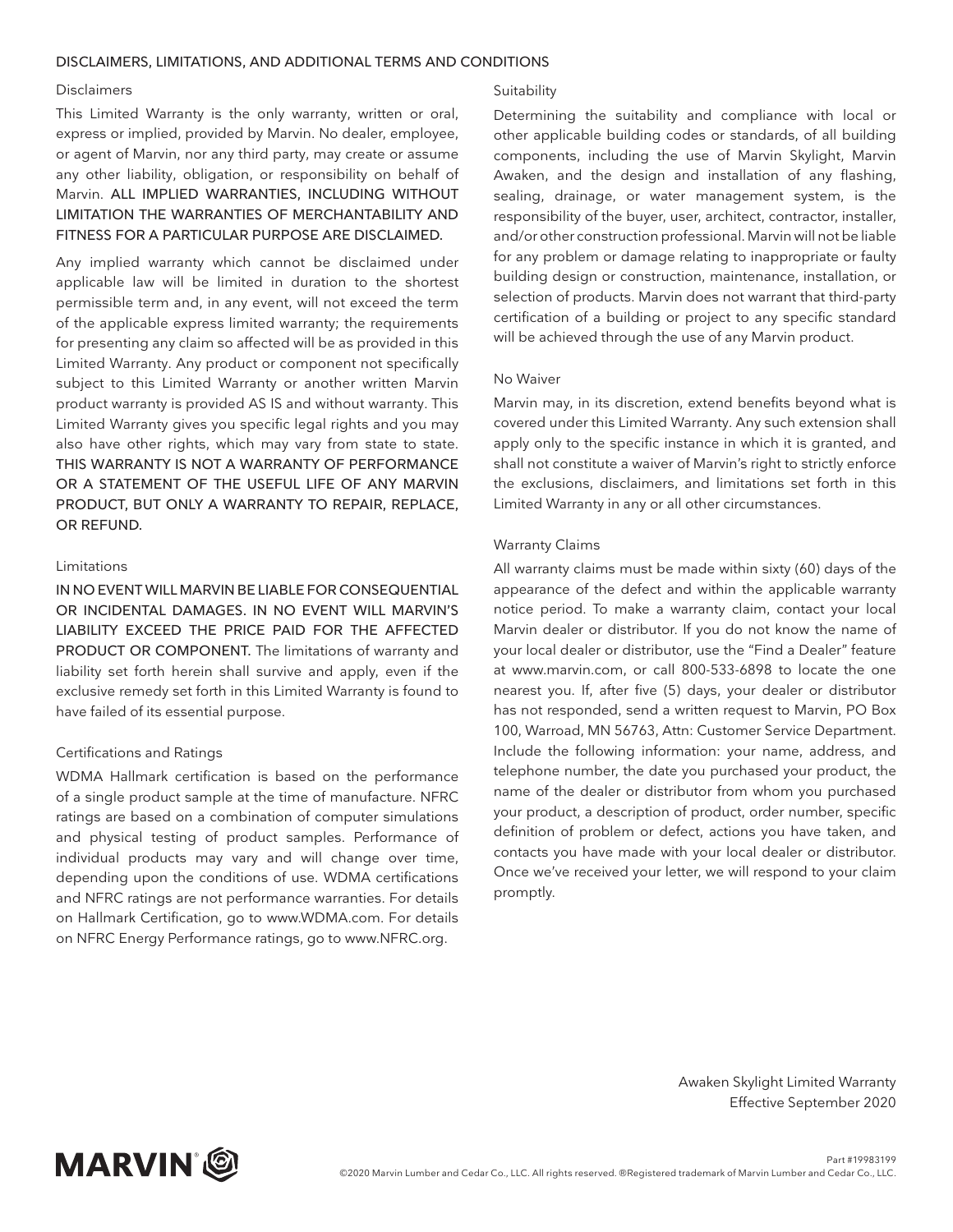## DISCLAIMERS, LIMITATIONS, AND ADDITIONAL TERMS AND CONDITIONS

### Disclaimers

This Limited Warranty is the only warranty, written or oral, express or implied, provided by Marvin. No dealer, employee, or agent of Marvin, nor any third party, may create or assume any other liability, obligation, or responsibility on behalf of Marvin. ALL IMPLIED WARRANTIES, INCLUDING WITHOUT LIMITATION THE WARRANTIES OF MERCHANTABILITY AND FITNESS FOR A PARTICULAR PURPOSE ARE DISCLAIMED.

Any implied warranty which cannot be disclaimed under applicable law will be limited in duration to the shortest permissible term and, in any event, will not exceed the term of the applicable express limited warranty; the requirements for presenting any claim so affected will be as provided in this Limited Warranty. Any product or component not specifically subject to this Limited Warranty or another written Marvin product warranty is provided AS IS and without warranty. This Limited Warranty gives you specific legal rights and you may also have other rights, which may vary from state to state. THIS WARRANTY IS NOT A WARRANTY OF PERFORMANCE OR A STATEMENT OF THE USEFUL LIFE OF ANY MARVIN PRODUCT, BUT ONLY A WARRANTY TO REPAIR, REPLACE, OR REFUND.

### Limitations

IN NO EVENT WILL MARVIN BE LIABLE FOR CONSEQUENTIAL OR INCIDENTAL DAMAGES. IN NO EVENT WILL MARVIN'S LIABILITY EXCEED THE PRICE PAID FOR THE AFFECTED PRODUCT OR COMPONENT. The limitations of warranty and liability set forth herein shall survive and apply, even if the exclusive remedy set forth in this Limited Warranty is found to have failed of its essential purpose.

### Certifications and Ratings

WDMA Hallmark certification is based on the performance of a single product sample at the time of manufacture. NFRC ratings are based on a combination of computer simulations and physical testing of product samples. Performance of individual products may vary and will change over time, depending upon the conditions of use. WDMA certifications and NFRC ratings are not performance warranties. For details on Hallmark Certification, go to www.WDMA.com. For details on NFRC Energy Performance ratings, go to www.NFRC.org.

### Suitability

Determining the suitability and compliance with local or other applicable building codes or standards, of all building components, including the use of Marvin Skylight, Marvin Awaken, and the design and installation of any flashing, sealing, drainage, or water management system, is the responsibility of the buyer, user, architect, contractor, installer, and/or other construction professional. Marvin will not be liable for any problem or damage relating to inappropriate or faulty building design or construction, maintenance, installation, or selection of products. Marvin does not warrant that third-party certification of a building or project to any specific standard will be achieved through the use of any Marvin product.

### No Waiver

Marvin may, in its discretion, extend benefits beyond what is covered under this Limited Warranty. Any such extension shall apply only to the specific instance in which it is granted, and shall not constitute a waiver of Marvin's right to strictly enforce the exclusions, disclaimers, and limitations set forth in this Limited Warranty in any or all other circumstances.

### Warranty Claims

All warranty claims must be made within sixty (60) days of the appearance of the defect and within the applicable warranty notice period. To make a warranty claim, contact your local Marvin dealer or distributor. If you do not know the name of your local dealer or distributor, use the "Find a Dealer" feature at www.marvin.com, or call 800-533-6898 to locate the one nearest you. If, after five (5) days, your dealer or distributor has not responded, send a written request to Marvin, PO Box 100, Warroad, MN 56763, Attn: Customer Service Department. Include the following information: your name, address, and telephone number, the date you purchased your product, the name of the dealer or distributor from whom you purchased your product, a description of product, order number, specific definition of problem or defect, actions you have taken, and contacts you have made with your local dealer or distributor. Once we've received your letter, we will respond to your claim promptly.

Awaken Skylight Limited Warranty
Effective September 2020

MARVIN®

Part #19983199

©2020 Marvin Lumber and Cedar Co., LLC. All rights reserved. ®Registered trademark of Marvin Lumber and Cedar Co., LLC.